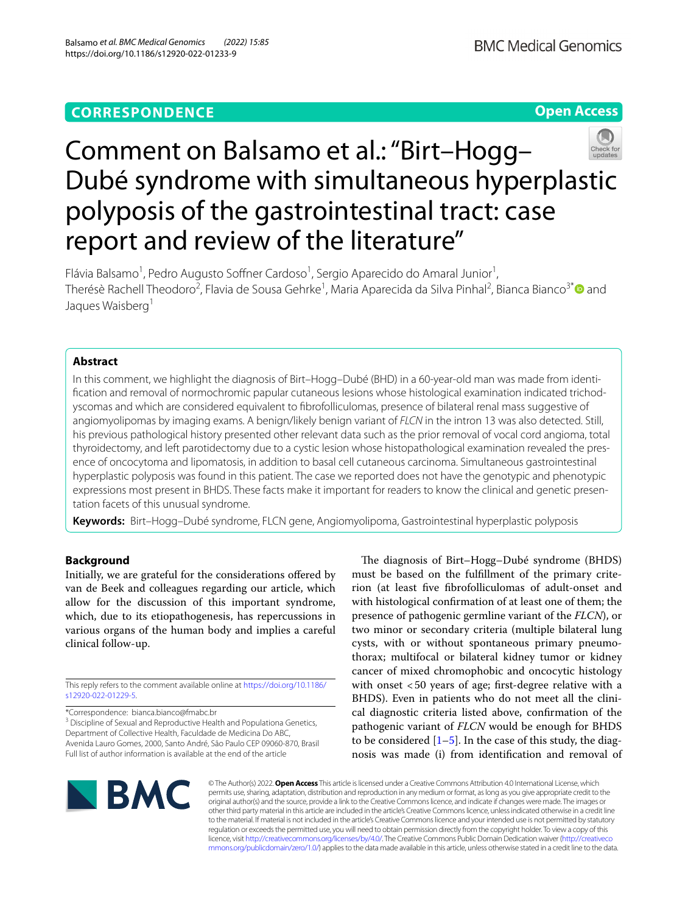CORRESPONDENCE

Open Access

# Comment on Balsamo et al.: "Birt–Hogg–Dubé syndrome with simultaneous hyperplastic polyposis of the gastrointestinal tract: case report and review of the literature"

Flávia Balsamo[1], Pedro Augusto Soffner Cardoso[1], Sergio Aparecido do Amaral Junior[1], Therésè Rachell Theodoro[2], Flavia de Sousa Gehrke[1], Maria Aparecida da Silva Pinhal[2], Bianca Bianco[3*] and Jaques Waisberg[1]

## Abstract

In this comment, we highlight the diagnosis of Birt–Hogg–Dubé (BHD) in a 60-year-old man was made from identification and removal of normochromic papular cutaneous lesions whose histological examination indicated trichodyscomas and which are considered equivalent to fibrofolliculomas, presence of bilateral renal mass suggestive of angiomyolipomas by imaging exams. A benign/likely benign variant of *FLCN* in the intron 13 was also detected. Still, his previous pathological history presented other relevant data such as the prior removal of vocal cord angioma, total thyroidectomy, and left parotidectomy due to a cystic lesion whose histopathological examination revealed the presence of oncocytoma and lipomatosis, in addition to basal cell cutaneous carcinoma. Simultaneous gastrointestinal hyperplastic polyposis was found in this patient. The case we reported does not have the genotypic and phenotypic expressions most present in BHDS. These facts make it important for readers to know the clinical and genetic presentation facets of this unusual syndrome.

**Keywords:** Birt–Hogg–Dubé syndrome, FLCN gene, Angiomyolipoma, Gastrointestinal hyperplastic polyposis

## Background

Initially, we are grateful for the considerations offered by van de Beek and colleagues regarding our article, which allow for the discussion of this important syndrome, which, due to its etiopathogenesis, has repercussions in various organs of the human body and implies a careful clinical follow-up.

The diagnosis of Birt–Hogg–Dubé syndrome (BHDS) must be based on the fulfillment of the primary criterion (at least five fibrofolliculomas of adult-onset and with histological confirmation of at least one of them; the presence of pathogenic germline variant of the *FLCN*), or two minor or secondary criteria (multiple bilateral lung cysts, with or without spontaneous primary pneumothorax; multifocal or bilateral kidney tumor or kidney cancer of mixed chromophobic and oncocytic histology with onset <50 years of age; first-degree relative with a BHDS). Even in patients who do not meet all the clinical diagnostic criteria listed above, confirmation of the pathogenic variant of *FLCN* would be enough for BHDS to be considered [1–5]. In the case of this study, the diagnosis was made (i) from identification and removal of

This reply refers to the comment available online at https://doi.org/10.1186/s12920-022-01229-5.

*Correspondence: bianca.bianco@fmabc.br
[3] Discipline of Sexual and Reproductive Health and Populationa Genetics, Department of Collective Health, Faculdade de Medicina Do ABC, Avenida Lauro Gomes, 2000, Santo André, São Paulo CEP 09060-870, Brasil
Full list of author information is available at the end of the article

© The Author(s) 2022. **Open Access** This article is licensed under a Creative Commons Attribution 4.0 International License, which permits use, sharing, adaptation, distribution and reproduction in any medium or format, as long as you give appropriate credit to the original author(s) and the source, provide a link to the Creative Commons licence, and indicate if changes were made. The images or other third party material in this article are included in the article's Creative Commons licence, unless indicated otherwise in a credit line to the material. If material is not included in the article's Creative Commons licence and your intended use is not permitted by statutory regulation or exceeds the permitted use, you will need to obtain permission directly from the copyright holder. To view a copy of this licence, visit http://creativecommons.org/licenses/by/4.0/. The Creative Commons Public Domain Dedication waiver (http://creativecommons.org/publicdomain/zero/1.0/) applies to the data made available in this article, unless otherwise stated in a credit line to the data.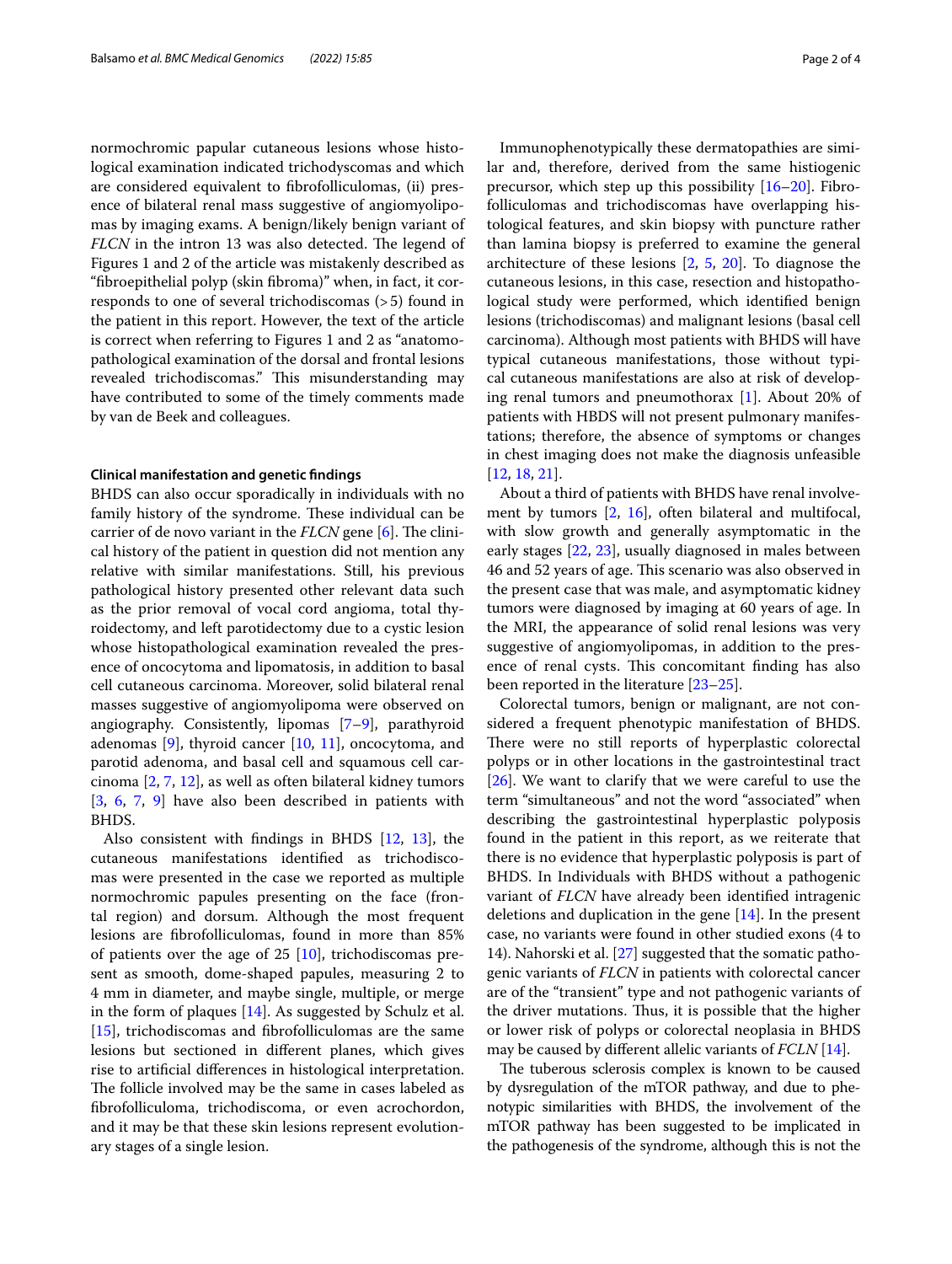normochromic papular cutaneous lesions whose histological examination indicated trichodyscomas and which are considered equivalent to fibrofolliculomas, (ii) presence of bilateral renal mass suggestive of angiomyolipomas by imaging exams. A benign/likely benign variant of *FLCN* in the intron 13 was also detected. The legend of Figures 1 and 2 of the article was mistakenly described as "fibroepithelial polyp (skin fibroma)" when, in fact, it corresponds to one of several trichodiscomas (>5) found in the patient in this report. However, the text of the article is correct when referring to Figures 1 and 2 as "anatomopathological examination of the dorsal and frontal lesions revealed trichodiscomas." This misunderstanding may have contributed to some of the timely comments made by van de Beek and colleagues.

#### Clinical manifestation and genetic findings

BHDS can also occur sporadically in individuals with no family history of the syndrome. These individual can be carrier of de novo variant in the *FLCN* gene [6]. The clinical history of the patient in question did not mention any relative with similar manifestations. Still, his previous pathological history presented other relevant data such as the prior removal of vocal cord angioma, total thyroidectomy, and left parotidectomy due to a cystic lesion whose histopathological examination revealed the presence of oncocytoma and lipomatosis, in addition to basal cell cutaneous carcinoma. Moreover, solid bilateral renal masses suggestive of angiomyolipoma were observed on angiography. Consistently, lipomas [7–9], parathyroid adenomas [9], thyroid cancer [10, 11], oncocytoma, and parotid adenoma, and basal cell and squamous cell carcinoma [2, 7, 12], as well as often bilateral kidney tumors [3, 6, 7, 9] have also been described in patients with BHDS.

Also consistent with findings in BHDS [12, 13], the cutaneous manifestations identified as trichodiscomas were presented in the case we reported as multiple normochromic papules presenting on the face (frontal region) and dorsum. Although the most frequent lesions are fibrofolliculomas, found in more than 85% of patients over the age of 25 [10], trichodiscomas present as smooth, dome-shaped papules, measuring 2 to 4 mm in diameter, and maybe single, multiple, or merge in the form of plaques [14]. As suggested by Schulz et al. [15], trichodiscomas and fibrofolliculomas are the same lesions but sectioned in different planes, which gives rise to artificial differences in histological interpretation. The follicle involved may be the same in cases labeled as fibrofolliculoma, trichodiscoma, or even acrochordon, and it may be that these skin lesions represent evolutionary stages of a single lesion.

Immunophenotypically these dermatopathies are similar and, therefore, derived from the same histiogenic precursor, which step up this possibility [16–20]. Fibrofolliculomas and trichodiscomas have overlapping histological features, and skin biopsy with puncture rather than lamina biopsy is preferred to examine the general architecture of these lesions [2, 5, 20]. To diagnose the cutaneous lesions, in this case, resection and histopathological study were performed, which identified benign lesions (trichodiscomas) and malignant lesions (basal cell carcinoma). Although most patients with BHDS will have typical cutaneous manifestations, those without typical cutaneous manifestations are also at risk of developing renal tumors and pneumothorax [1]. About 20% of patients with HBDS will not present pulmonary manifestations; therefore, the absence of symptoms or changes in chest imaging does not make the diagnosis unfeasible [12, 18, 21].

About a third of patients with BHDS have renal involvement by tumors [2, 16], often bilateral and multifocal, with slow growth and generally asymptomatic in the early stages [22, 23], usually diagnosed in males between 46 and 52 years of age. This scenario was also observed in the present case that was male, and asymptomatic kidney tumors were diagnosed by imaging at 60 years of age. In the MRI, the appearance of solid renal lesions was very suggestive of angiomyolipomas, in addition to the presence of renal cysts. This concomitant finding has also been reported in the literature [23–25].

Colorectal tumors, benign or malignant, are not considered a frequent phenotypic manifestation of BHDS. There were no still reports of hyperplastic colorectal polyps or in other locations in the gastrointestinal tract [26]. We want to clarify that we were careful to use the term "simultaneous" and not the word "associated" when describing the gastrointestinal hyperplastic polyposis found in the patient in this report, as we reiterate that there is no evidence that hyperplastic polyposis is part of BHDS. In Individuals with BHDS without a pathogenic variant of *FLCN* have already been identified intragenic deletions and duplication in the gene [14]. In the present case, no variants were found in other studied exons (4 to 14). Nahorski et al. [27] suggested that the somatic pathogenic variants of *FLCN* in patients with colorectal cancer are of the "transient" type and not pathogenic variants of the driver mutations. Thus, it is possible that the higher or lower risk of polyps or colorectal neoplasia in BHDS may be caused by different allelic variants of *FCLN* [14].

The tuberous sclerosis complex is known to be caused by dysregulation of the mTOR pathway, and due to phenotypic similarities with BHDS, the involvement of the mTOR pathway has been suggested to be implicated in the pathogenesis of the syndrome, although this is not the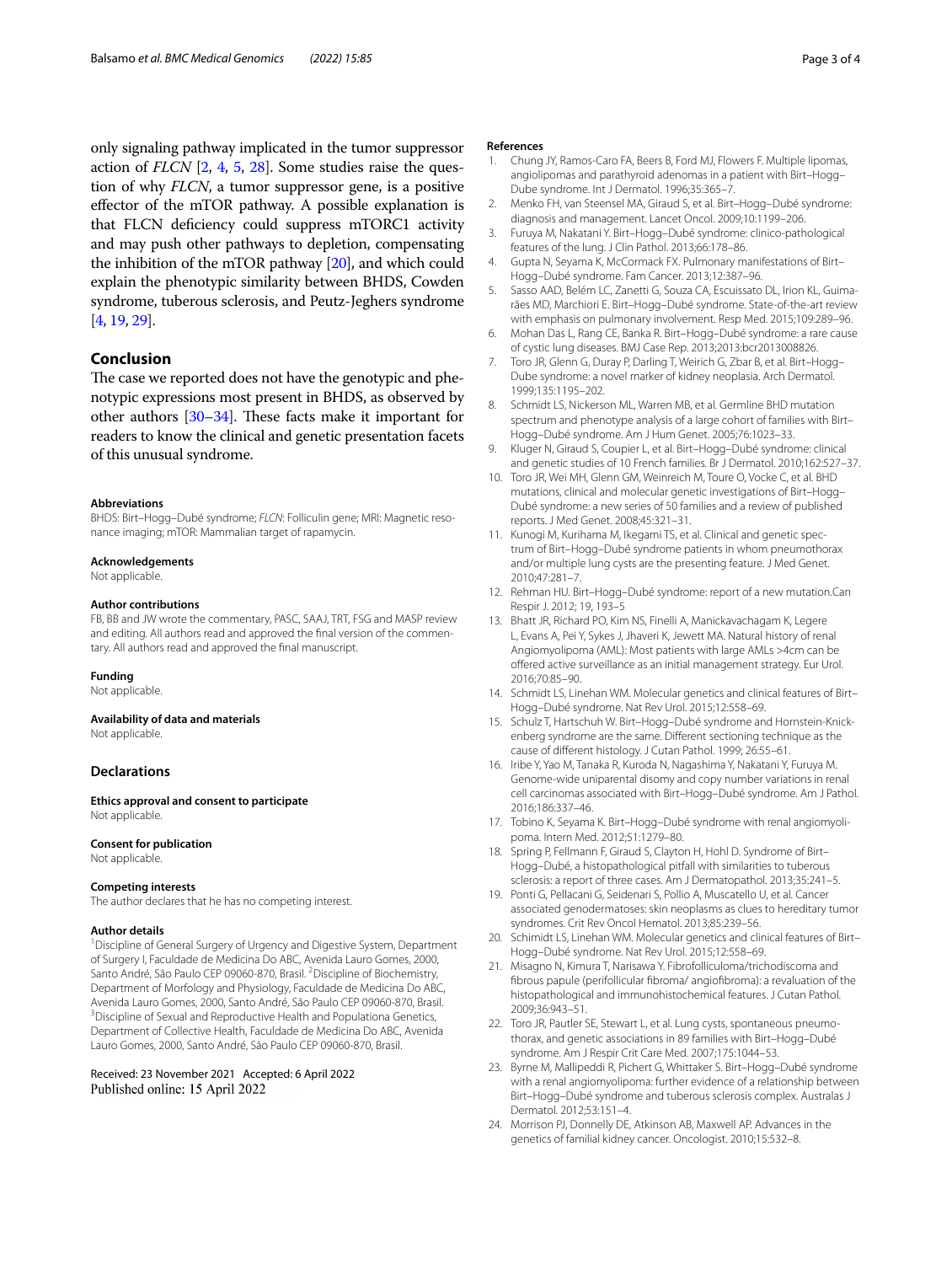only signaling pathway implicated in the tumor suppressor action of *FLCN* [2, 4, 5, 28]. Some studies raise the question of why *FLCN*, a tumor suppressor gene, is a positive effector of the mTOR pathway. A possible explanation is that FLCN deficiency could suppress mTORC1 activity and may push other pathways to depletion, compensating the inhibition of the mTOR pathway [20], and which could explain the phenotypic similarity between BHDS, Cowden syndrome, tuberous sclerosis, and Peutz-Jeghers syndrome [4, 19, 29].

## Conclusion

The case we reported does not have the genotypic and phenotypic expressions most present in BHDS, as observed by other authors [30–34]. These facts make it important for readers to know the clinical and genetic presentation facets of this unusual syndrome.

#### Abbreviations

BHDS: Birt–Hogg–Dubé syndrome; *FLCN*: Folliculin gene; MRI: Magnetic resonance imaging; mTOR: Mammalian target of rapamycin.

#### Acknowledgements

Not applicable.

#### Author contributions

FB, BB and JW wrote the commentary, PASC, SAAJ, TRT, FSG and MASP review and editing. All authors read and approved the final version of the commentary. All authors read and approved the final manuscript.

#### Funding

Not applicable.

#### Availability of data and materials

Not applicable.

### Declarations

#### Ethics approval and consent to participate

Not applicable.

#### Consent for publication

Not applicable.

#### Competing interests

The author declares that he has no competing interest.

#### Author details

[1] Discipline of General Surgery of Urgency and Digestive System, Department of Surgery I, Faculdade de Medicina Do ABC, Avenida Lauro Gomes, 2000, Santo André, São Paulo CEP 09060-870, Brasil. [2] Discipline of Biochemistry, Department of Morfology and Physiology, Faculdade de Medicina Do ABC, Avenida Lauro Gomes, 2000, Santo André, São Paulo CEP 09060-870, Brasil. [3] Discipline of Sexual and Reproductive Health and Populationa Genetics, Department of Collective Health, Faculdade de Medicina Do ABC, Avenida Lauro Gomes, 2000, Santo André, São Paulo CEP 09060-870, Brasil.

Received: 23 November 2021 Accepted: 6 April 2022
Published online: 15 April 2022

#### References

1. Chung JY, Ramos-Caro FA, Beers B, Ford MJ, Flowers F. Multiple lipomas, angiolipomas and parathyroid adenomas in a patient with Birt–Hogg–Dube syndrome. Int J Dermatol. 1996;35:365–7.
2. Menko FH, van Steensel MA, Giraud S, et al. Birt–Hogg–Dubé syndrome: diagnosis and management. Lancet Oncol. 2009;10:1199–206.
3. Furuya M, Nakatani Y. Birt–Hogg–Dubé syndrome: clinico-pathological features of the lung. J Clin Pathol. 2013;66:178–86.
4. Gupta N, Seyama K, McCormack FX. Pulmonary manifestations of Birt–Hogg–Dubé syndrome. Fam Cancer. 2013;12:387–96.
5. Sasso AAD, Belém LC, Zanetti G, Souza CA, Escuissato DL, Irion KL, Guimarães MD, Marchiori E. Birt–Hogg–Dubé syndrome. State-of-the-art review with emphasis on pulmonary involvement. Resp Med. 2015;109:289–96.
6. Mohan Das L, Rang CE, Banka R. Birt–Hogg–Dubé syndrome: a rare cause of cystic lung diseases. BMJ Case Rep. 2013;2013:bcr2013008826.
7. Toro JR, Glenn G, Duray P, Darling T, Weirich G, Zbar B, et al. Birt–Hogg–Dube syndrome: a novel marker of kidney neoplasia. Arch Dermatol. 1999;135:1195–202.
8. Schmidt LS, Nickerson ML, Warren MB, et al. Germline BHD mutation spectrum and phenotype analysis of a large cohort of families with Birt–Hogg–Dubé syndrome. Am J Hum Genet. 2005;76:1023–33.
9. Kluger N, Giraud S, Coupier L, et al. Birt–Hogg–Dubé syndrome: clinical and genetic studies of 10 French families. Br J Dermatol. 2010;162:527–37.
10. Toro JR, Wei MH, Glenn GM, Weinreich M, Toure O, Vocke C, et al. BHD mutations, clinical and molecular genetic investigations of Birt–Hogg–Dubé syndrome: a new series of 50 families and a review of published reports. J Med Genet. 2008;45:321–31.
11. Kunogi M, Kurihama M, Ikegami TS, et al. Clinical and genetic spectrum of Birt–Hogg–Dubé syndrome patients in whom pneumothorax and/or multiple lung cysts are the presenting feature. J Med Genet. 2010;47:281–7.
12. Rehman HU. Birt–Hogg–Dubé syndrome: report of a new mutation.Can Respir J. 2012; 19, 193–5
13. Bhatt JR, Richard PO, Kim NS, Finelli A, Manickavachagam K, Legere L, Evans A, Pei Y, Sykes J, Jhaveri K, Jewett MA. Natural history of renal Angiomyolipoma (AML): Most patients with large AMLs >4cm can be offered active surveillance as an initial management strategy. Eur Urol. 2016;70:85–90.
14. Schmidt LS, Linehan WM. Molecular genetics and clinical features of Birt–Hogg–Dubé syndrome. Nat Rev Urol. 2015;12:558–69.
15. Schulz T, Hartschuh W. Birt–Hogg–Dubé syndrome and Hornstein-Knickenberg syndrome are the same. Different sectioning technique as the cause of different histology. J Cutan Pathol. 1999; 26:55–61.
16. Iribe Y, Yao M, Tanaka R, Kuroda N, Nagashima Y, Nakatani Y, Furuya M. Genome-wide uniparental disomy and copy number variations in renal cell carcinomas associated with Birt–Hogg–Dubé syndrome. Am J Pathol. 2016;186:337–46.
17. Tobino K, Seyama K. Birt–Hogg–Dubé syndrome with renal angiomyolipoma. Intern Med. 2012;51:1279–80.
18. Spring P, Fellmann F, Giraud S, Clayton H, Hohl D. Syndrome of Birt–Hogg–Dubé, a histopathological pitfall with similarities to tuberous sclerosis: a report of three cases. Am J Dermatopathol. 2013;35:241–5.
19. Ponti G, Pellacani G, Seidenari S, Pollio A, Muscatello U, et al. Cancer associated genodermatoses: skin neoplasms as clues to hereditary tumor syndromes. Crit Rev Oncol Hematol. 2013;85:239–56.
20. Schimidt LS, Linehan WM. Molecular genetics and clinical features of Birt–Hogg–Dubé syndrome. Nat Rev Urol. 2015;12:558–69.
21. Misagno N, Kimura T, Narisawa Y. Fibrofolliculoma/trichodiscoma and fibrous papule (perifollicular fibroma/ angiofibroma): a revaluation of the histopathological and immunohistochemical features. J Cutan Pathol. 2009;36:943–51.
22. Toro JR, Pautler SE, Stewart L, et al. Lung cysts, spontaneous pneumothorax, and genetic associations in 89 families with Birt–Hogg–Dubé syndrome. Am J Respir Crit Care Med. 2007;175:1044–53.
23. Byrne M, Mallipeddi R, Pichert G, Whittaker S. Birt–Hogg–Dubé syndrome with a renal angiomyolipoma: further evidence of a relationship between Birt–Hogg–Dubé syndrome and tuberous sclerosis complex. Australas J Dermatol. 2012;53:151–4.
24. Morrison PJ, Donnelly DE, Atkinson AB, Maxwell AP. Advances in the genetics of familial kidney cancer. Oncologist. 2010;15:532–8.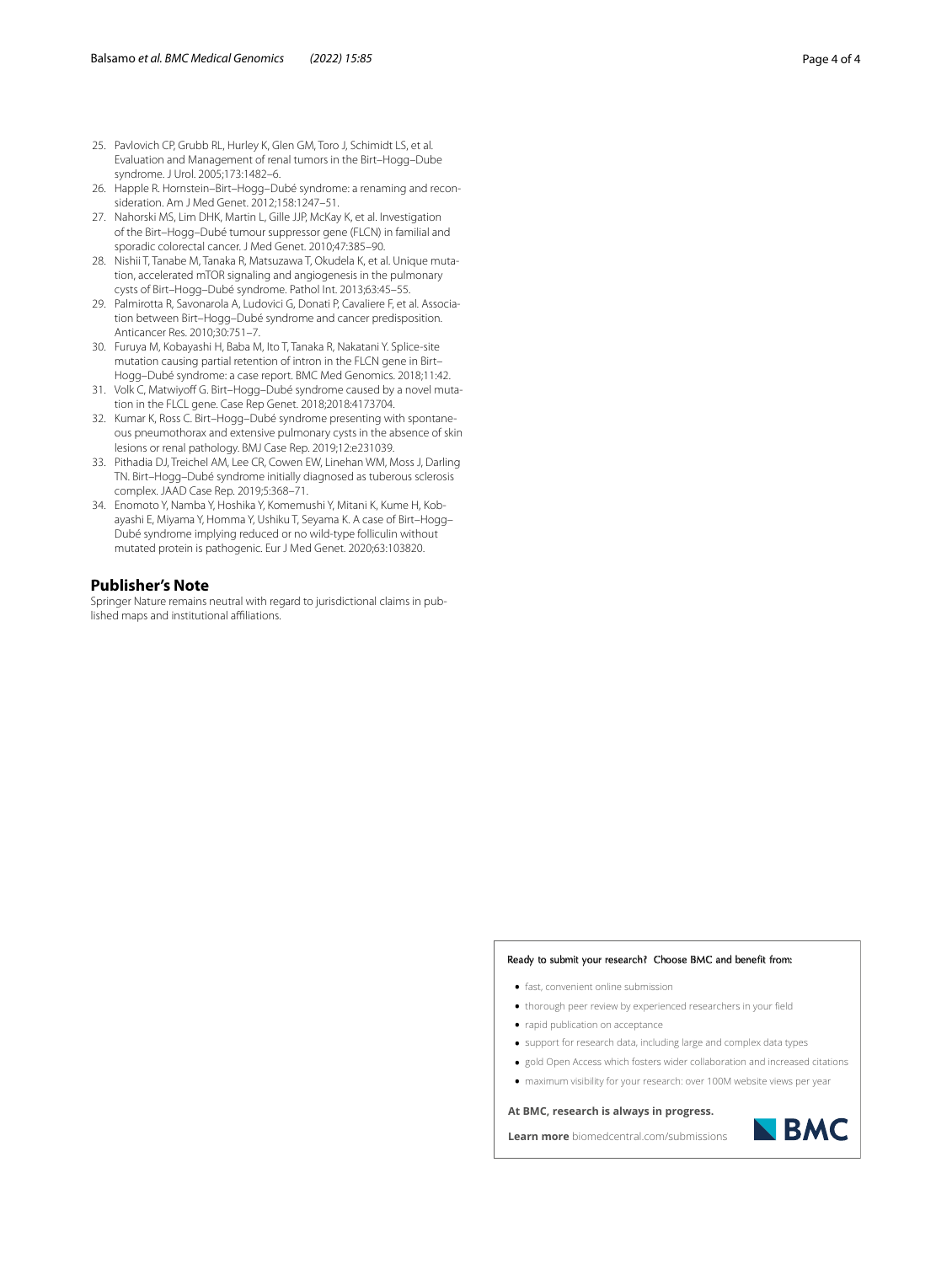25. Pavlovich CP, Grubb RL, Hurley K, Glen GM, Toro J, Schimidt LS, et al. Evaluation and Management of renal tumors in the Birt–Hogg–Dube syndrome. J Urol. 2005;173:1482–6.
26. Happle R. Hornstein–Birt–Hogg–Dubé syndrome: a renaming and reconsideration. Am J Med Genet. 2012;158:1247–51.
27. Nahorski MS, Lim DHK, Martin L, Gille JJP, McKay K, et al. Investigation of the Birt–Hogg–Dubé tumour suppressor gene (FLCN) in familial and sporadic colorectal cancer. J Med Genet. 2010;47:385–90.
28. Nishii T, Tanabe M, Tanaka R, Matsuzawa T, Okudela K, et al. Unique mutation, accelerated mTOR signaling and angiogenesis in the pulmonary cysts of Birt–Hogg–Dubé syndrome. Pathol Int. 2013;63:45–55.
29. Palmirotta R, Savonarola A, Ludovici G, Donati P, Cavaliere F, et al. Association between Birt–Hogg–Dubé syndrome and cancer predisposition. Anticancer Res. 2010;30:751–7.
30. Furuya M, Kobayashi H, Baba M, Ito T, Tanaka R, Nakatani Y. Splice-site mutation causing partial retention of intron in the FLCN gene in Birt–Hogg–Dubé syndrome: a case report. BMC Med Genomics. 2018;11:42.
31. Volk C, Matwiyoff G. Birt–Hogg–Dubé syndrome caused by a novel mutation in the FLCL gene. Case Rep Genet. 2018;2018:4173704.
32. Kumar K, Ross C. Birt–Hogg–Dubé syndrome presenting with spontaneous pneumothorax and extensive pulmonary cysts in the absence of skin lesions or renal pathology. BMJ Case Rep. 2019;12:e231039.
33. Pithadia DJ, Treichel AM, Lee CR, Cowen EW, Linehan WM, Moss J, Darling TN. Birt–Hogg–Dubé syndrome initially diagnosed as tuberous sclerosis complex. JAAD Case Rep. 2019;5:368–71.
34. Enomoto Y, Namba Y, Hoshika Y, Komemushi Y, Mitani K, Kume H, Kobayashi E, Miyama Y, Homma Y, Ushiku T, Seyama K. A case of Birt–Hogg–Dubé syndrome implying reduced or no wild-type folliculin without mutated protein is pathogenic. Eur J Med Genet. 2020;63:103820.

## Publisher's Note

Springer Nature remains neutral with regard to jurisdictional claims in published maps and institutional affiliations.

Ready to submit your research? Choose BMC and benefit from:

- fast, convenient online submission
- thorough peer review by experienced researchers in your field
- rapid publication on acceptance
- support for research data, including large and complex data types
- gold Open Access which fosters wider collaboration and increased citations
- maximum visibility for your research: over 100M website views per year

**At BMC, research is always in progress.**

**Learn more** biomedcentral.com/submissions

BMC